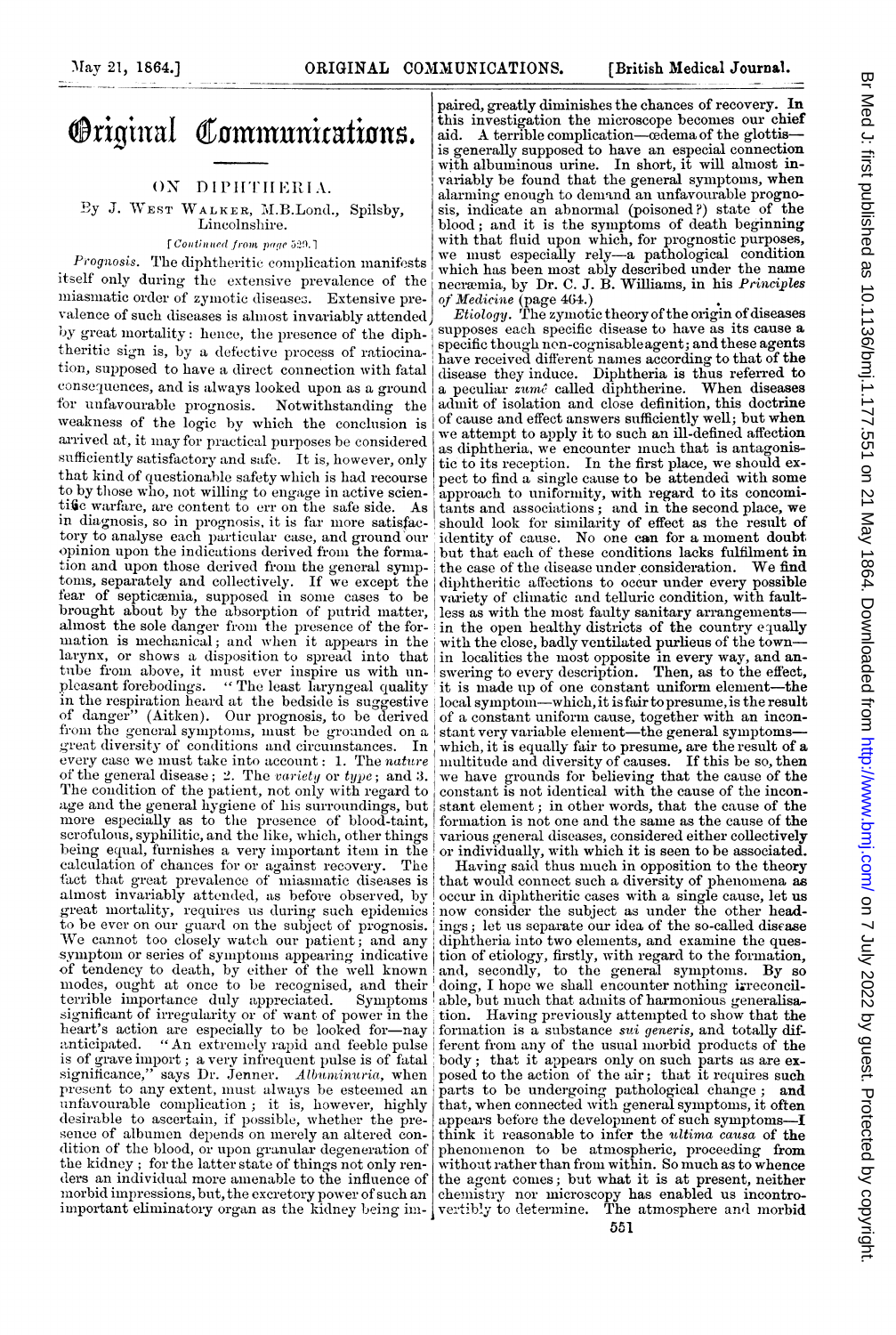# Original Communications.

## ON DIPHTHERIA.

By J. West Walker, M.B.Lond., Spilsby, Lincolnshire.

[*Continued from page 529.*]

*Prognosis.* The diphtheritic complication manifests itself only during the extensive prevalence of the miasmatic order of zymotic diseases. Extensive prevalence of such diseases is almost invariably attended by great mortality: hence, the presence of the diphtheritic sign is, by a defective process of ratiocination, supposed to have a direct connection with fatal consequences, and is always looked upon as a ground for unfavourable prognosis. Notwithstanding the weakness of the logic by which the conclusion is arrived at, it may for practical purposes be considered sufficiently satisfactory and safe. It is, however, only that kind of questionable safety which is had recourse to by those who, not willing to engage in active scientific warfare, are content to err on the safe side. As in diagnosis, so in prognosis, it is far more satisfactory to analyse each particular case, and ground our opinion upon the indications derived from the formation and upon those derived from the general symptoms, separately and collectively. If we except the fear of septicæmia, supposed in some cases to be brought about by the absorption of putrid matter, almost the sole danger from the presence of the formation is mechanical; and when it appears in the larynx, or shows a disposition to spread into that tube from above, it must ever inspire us with unpleasant forebodings. "The least laryngeal quality in the respiration heard at the bedside is suggestive of danger" (Aitken). Our prognosis, to be derived from the general symptoms, must be grounded on a great diversity of conditions and circumstances. In every case we must take into account: 1. The *nature* of the general disease; 2. The *variety* or *type*; and 3. The condition of the patient, not only with regard to age and the general hygiene of his surroundings, but more especially as to the presence of blood-taint, scrofulous, syphilitic, and the like, which, other things being equal, furnishes a very important item in the calculation of chances for or against recovery. The fact that great prevalence of miasmatic diseases is almost invariably attended, as before observed, by great mortality, requires us during such epidemics to be ever on our guard on the subject of prognosis. We cannot too closely watch our patient; and any symptom or series of symptoms appearing indicative of tendency to death, by either of the well known modes, ought at once to be recognised, and their terrible importance duly appreciated. Symptoms significant of irregularity or of want of power in the heart's action are especially to be looked for—nay anticipated. "An extremely rapid and feeble pulse is of grave import; a very infrequent pulse is of fatal significance," says Dr. Jenner. *Albuminuria*, when present to any extent, must always be esteemed an unfavourable complication; it is, however, highly desirable to ascertain, if possible, whether the presence of albumen depends on merely an altered condition of the blood, or upon granular degeneration of the kidney; for the latter state of things not only renders an individual more amenable to the influence of morbid impressions, but, the excretory power of such an important eliminatory organ as the kidney being impaired, greatly diminishes the chances of recovery. In this investigation the microscope becomes our chief aid. A terrible complication—œdema of the glottis—is generally supposed to have an especial connection with albuminous urine. In short, it will almost invariably be found that the general symptoms, when alarming enough to demand an unfavourable prognosis, indicate an abnormal (poisoned?) state of the blood; and it is the symptoms of death beginning with that fluid upon which, for prognostic purposes, we must especially rely—a pathological condition which has been most ably described under the name necræmia, by Dr. C. J. B. Williams, in his *Principles of Medicine* (page 464.)

*Etiology.* The zymotic theory of the origin of diseases supposes each specific disease to have as its cause a specific though non-cognisable agent; and these agents have received different names according to that of the disease they induce. Diphtheria is thus referred to a peculiar *zumé* called diphtherine. When diseases admit of isolation and close definition, this doctrine of cause and effect answers sufficiently well; but when we attempt to apply it to such an ill-defined affection as diphtheria, we encounter much that is antagonistic to its reception. In the first place, we should expect to find a single cause to be attended with some approach to uniformity, with regard to its concomitants and associations; and in the second place, we should look for similarity of effect as the result of identity of cause. No one can for a moment doubt but that each of these conditions lacks fulfilment in the case of the disease under consideration. We find diphtheritic affections to occur under every possible variety of climatic and telluric condition, with faultless as with the most faulty sanitary arrangements—in the open healthy districts of the country equally with the close, badly ventilated purlieus of the town—in localities the most opposite in every way, and answering to every description. Then, as to the effect, it is made up of one constant uniform element—the local symptom—which, it is fair to presume, is the result of a constant uniform cause, together with an inconstant very variable element—the general symptoms—which, it is equally fair to presume, are the result of a multitude and diversity of causes. If this be so, then we have grounds for believing that the cause of the constant is not identical with the cause of the inconstant element; in other words, that the cause of the formation is not one and the same as the cause of the various general diseases, considered either collectively or individually, with which it is seen to be associated.

Having said thus much in opposition to the theory that would connect such a diversity of phenomena as occur in diphtheritic cases with a single cause, let us now consider the subject as under the other headings; let us separate our idea of the so-called disease diphtheria into two elements, and examine the question of etiology, firstly, with regard to the formation, and, secondly, to the general symptoms. By so doing, I hope we shall encounter nothing irreconcilable, but much that admits of harmonious generalisation. Having previously attempted to show that the formation is a substance *sui generis*, and totally different from any of the usual morbid products of the body; that it appears only on such parts as are exposed to the action of the air; that it requires such parts to be undergoing pathological change; and that, when connected with general symptoms, it often appears before the development of such symptoms—I think it reasonable to infer the *ultima causa* of the phenomenon to be atmospheric, proceeding from without rather than from within. So much as to whence the agent comes; but what it is at present, neither chemistry nor microscopy has enabled us incontrovertibly to determine. The atmosphere and morbid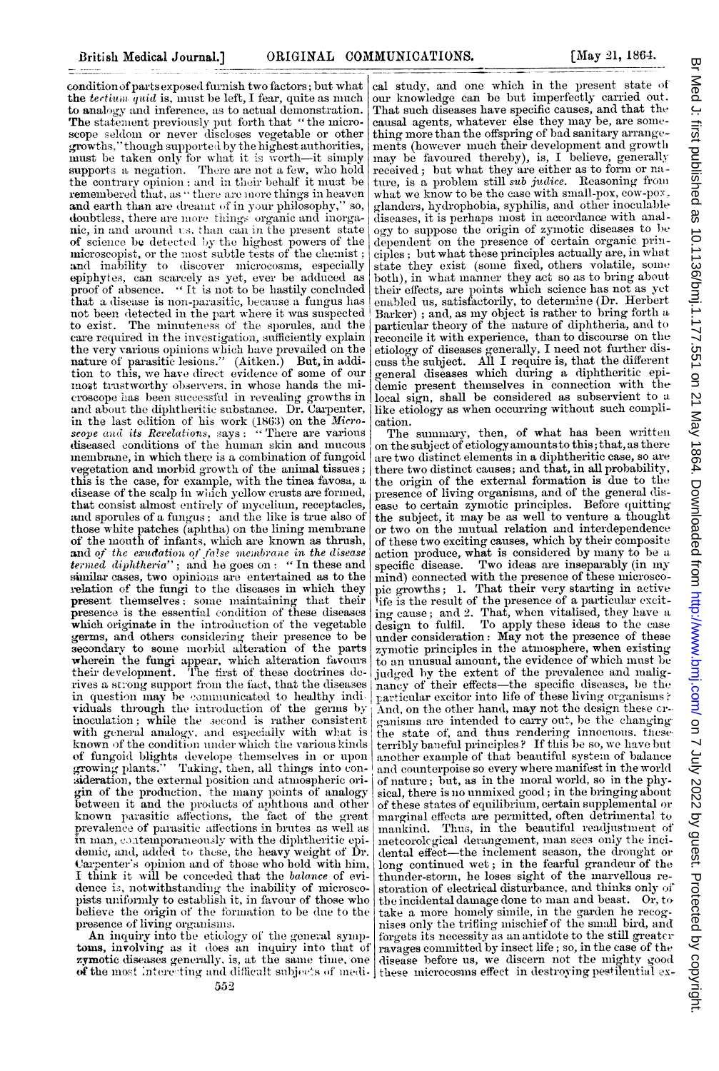condition of parts exposed furnish two factors; but what the *tertium quid* is, must be left, I fear, quite as much to analogy and inference, as to actual demonstration. The statement previously put forth that "the microscope seldom or never discloses vegetable or other growths," though supported by the highest authorities, must be taken only for what it is worth—it simply supports a negation. There are not a few, who hold the contrary opinion; and in their behalf it must be remembered that, as "there are more things in heaven and earth than are dreamt of in your philosophy," so, doubtless, there are more things organic and inorganic, in and around us, than can in the present state of science be detected by the highest powers of the microscopist, or the most subtle tests of the chemist; and inability to discover microcosms, especially epiphytes, can scarcely as yet, ever be adduced as proof of absence. "It is not to be hastily concluded that a disease is non-parasitic, because a fungus has not been detected in the part where it was suspected to exist. The minuteness of the sporules, and the care required in the investigation, sufficiently explain the very various opinions which have prevailed on the nature of parasitic lesions." (Aitken.) But, in addition to this, we have direct evidence of some of our most trustworthy observers, in whose hands the microscope has been successful in revealing growths in and about the diphtheritic substance. Dr. Carpenter, in the last edition of his work (1863) on the *Microscope and its Revelations*, says: "There are various diseased conditions of the human skin and mucous membrane, in which there is a combination of fungoid vegetation and morbid growth of the animal tissues; this is the case, for example, with the tinea favosa, a disease of the scalp in which yellow crusts are formed, that consist almost entirely of mycelium, receptacles, and sporules of a fungus; and the like is true also of those white patches (aphtha) on the lining membrane of the mouth of infants, which are known as thrush, and *of the exudation of false membrane in the disease termed diphtheria*"; and he goes on: "In these and similar cases, two opinions are entertained as to the relation of the fungi to the diseases in which they present themselves: some maintaining that their presence is the essential condition of these diseases which originate in the introduction of the vegetable germs, and others considering their presence to be secondary to some morbid alteration of the parts wherein the fungi appear, which alteration favours their development. The first of these doctrines derives a strong support from the fact, that the diseases in question may be communicated to healthy individuals through the introduction of the germs by inoculation; while the second is rather consistent with general analogy, and especially with what is known of the condition under which the various kinds of fungoid blights develope themselves in or upon growing plants." Taking, then, all things into consideration, the external position and atmospheric origin of the production, the many points of analogy between it and the products of aphthous and other known parasitic affections, the fact of the great prevalence of parasitic affections in brutes as well as in man, contemporaneously with the diphtheritic epidemic, and, added to these, the heavy weight of Dr. Carpenter's opinion and of those who hold with him, I think it will be conceded that the *balance* of evidence is, notwithstanding the inability of microscopists uniformly to establish it, in favour of those who believe the origin of the formation to be due to the presence of living organisms.

An inquiry into the etiology of the general symptoms, involving as it does an inquiry into that of zymotic diseases generally, is, at the same time, one of the most interesting and difficult subjects of medical study, and one which in the present state of our knowledge can be but imperfectly carried out. That such diseases have specific causes, and that the causal agents, whatever else they may be, are something more than the offspring of bad sanitary arrangements (however much their development and growth may be favoured thereby), is, I believe, generally received; but what they are either as to form or nature, is a problem still *sub judice*. Reasoning from what we know to be the case with small-pox, cow-pox, glanders, hydrophobia, syphilis, and other inoculable diseases, it is perhaps most in accordance with analogy to suppose the origin of zymotic diseases to be dependent on the presence of certain organic principles; but what these principles actually are, in what state they exist (some fixed, others volatile, some both), in what manner they act so as to bring about their effects, are points which science has not as yet enabled us, satisfactorily, to determine (Dr. Herbert Barker); and, as my object is rather to bring forth a particular theory of the nature of diphtheria, and to reconcile it with experience, than to discourse on the etiology of diseases generally, I need not further discuss the subject. All I require is, that the different general diseases which during a diphtheritic epidemic present themselves in connection with the local sign, shall be considered as subservient to a like etiology as when occurring without such complication.

The summary, then, of what has been written on the subject of etiology amounts to this; that, as there are two distinct elements in a diphtheritic case, so are there two distinct causes; and that, in all probability, the origin of the external formation is due to the presence of living organisms, and of the general disease to certain zymotic principles. Before quitting the subject, it may be as well to venture a thought or two on the mutual relation and interdependence of these two exciting causes, which by their composite action produce, what is considered by many to be a specific disease. Two ideas are inseparably (in my mind) connected with the presence of these microscopic growths; 1. That their very starting in active life is the result of the presence of a particular exciting cause; and 2. That, when vitalised, they have a design to fulfil. To apply these ideas to the case under consideration: May not the presence of these zymotic principles in the atmosphere, when existing to an unusual amount, the evidence of which must be judged by the extent of the prevalence and malignancy of their effects—the specific diseases, be the particular excitor into life of these living organisms? And, on the other hand, may not the design these organisms are intended to carry out, be the changing the state of, and thus rendering innocuous, these terribly baneful principles? If this be so, we have but another example of that beautiful system of balance and counterpoise so every where manifest in the world of nature; but, as in the moral world, so in the physical, there is no unmixed good; in the bringing about of these states of equilibrium, certain supplemental or marginal effects are permitted, often detrimental to mankind. Thus, in the beautiful readjustment of meteorological derangement, man sees only the incidental effect—the inclement season, the drought or long continued wet; in the fearful grandeur of the thunder-storm, he loses sight of the marvellous restoration of electrical disturbance, and thinks only of the incidental damage done to man and beast. Or, to take a more homely simile, in the garden he recognises only the trifling mischief of the small bird, and forgets its necessity as an antidote to the still greater ravages committed by insect life; so, in the case of the disease before us, we discern not the mighty good these microcosms effect in destroying pestilential ex-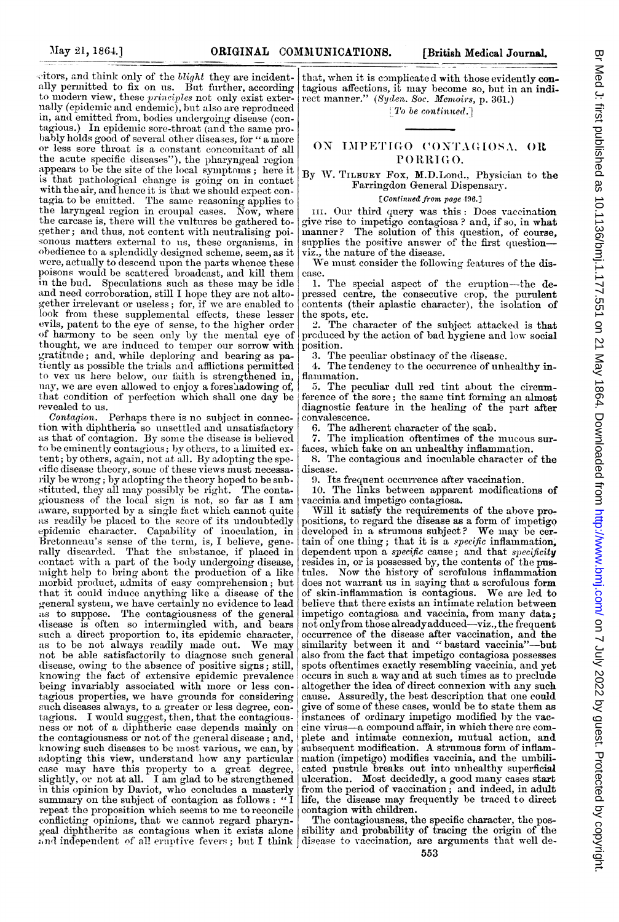sitors, and think only of the *blight* they are incidentally permitted to fix on us. But further, according to modern view, these *principles* not only exist externally (epidemic and endemic), but also are reproduced in, and emitted from, bodies undergoing disease (contagious.) In epidemic sore-throat (and the same probably holds good of several other diseases, for "a more or less sore throat is a constant concomitant of all the acute specific diseases"), the pharyngeal region appears to be the site of the local symptoms; here it is that pathological change is going on in contact with the air, and hence it is that we should expect contagia to be emitted. The same reasoning applies to the laryngeal region in croupal cases. Now, where the carcase is, there will the vultures be gathered together; and thus, not content with neutralising poisonous matters external to us, these organisms, in obedience to a splendidly designed scheme, seem, as it were, actually to descend upon the parts whence these poisons would be scattered broadcast, and kill them in the bud. Speculations such as these may be idle and need corroboration, still I hope they are not altogether irrelevant or useless; for, if we are enabled to look from these supplemental effects, these lesser evils, patent to the eye of sense, to the higher order of harmony to be seen only by the mental eye of thought, we are induced to temper our sorrow with gratitude; and, while deploring and bearing as patiently as possible the trials and afflictions permitted to vex us here below, our faith is strengthened in, nay, we are even allowed to enjoy a foreshadowing of, that condition of perfection which shall one day be revealed to us.

*Contagion.* Perhaps there is no subject in connection with diphtheria so unsettled and unsatisfactory as that of contagion. By some the disease is believed to be eminently contagious; by others, to a limited extent; by others, again, not at all. By adopting the specific disease theory, some of these views must necessarily be wrong; by adopting the theory hoped to be substituted, they all may possibly be right. The contagiousness of the local sign is not, so far as I am aware, supported by a single fact which cannot quite as readily be placed to the score of its undoubtedly epidemic character. Capability of inoculation, in Bretonneau's sense of the term, is, I believe, generally discarded. That the substance, if placed in contact with a part of the body undergoing disease, might help to bring about the production of a like morbid product, admits of easy comprehension; but that it could induce anything like a disease of the general system, we have certainly no evidence to lead us to suppose. The contagiousness of the general disease is often so intermingled with, and bears such a direct proportion to, its epidemic character, as to be not always readily made out. We may not be able satisfactorily to diagnose such general disease, owing to the absence of positive signs; still, knowing the fact of extensive epidemic prevalence being invariably associated with more or less contagious properties, we have grounds for considering such diseases always, to a greater or less degree, contagious. I would suggest, then, that the contagiousness or not of a diphtheric case depends mainly on the contagiousness or not of the general disease; and, knowing such diseases to be most various, we can, by adopting this view, understand how any particular case may have this property to a great degree, slightly, or not at all. I am glad to be strengthened in this opinion by Daviot, who concludes a masterly summary on the subject of contagion as follows: "I repeat the proposition which seems to me to reconcile conflicting opinions, that we cannot regard pharyngeal diphtherite as contagious when it exists alone and independent of all eruptive fevers; but I think that, when it is complicated with those evidently contagious affections, it may become so, but in an indirect manner." (*Syden. Soc. Memoirs*, p. 361.)

[*To be continued.*]

## ON IMPETIGO CONTAGIOSA, OR PORRIGO.

By W. Tilbury Fox, M.D.Lond., Physician to the Farringdon General Dispensary.

[*Continued from page 496.*]

III. Our third query was this: Does vaccination give rise to impetigo contagiosa? and, if so, in what manner? The solution of this question, of course, supplies the positive answer of the first question—viz., the nature of the disease.

We must consider the following features of the disease.

1. The special aspect of the eruption—the depressed centre, the consecutive crop, the purulent contents (their aplastic character), the isolation of the spots, etc.
2. The character of the subject attacked is that produced by the action of bad hygiene and low social position.
3. The peculiar obstinacy of the disease.
4. The tendency to the occurrence of unhealthy inflammation.
5. The peculiar dull red tint about the circumference of the sore; the same tint forming an almost diagnostic feature in the healing of the part after convalescence.
6. The adherent character of the scab.
7. The implication oftentimes of the mucous surfaces, which take on an unhealthy inflammation.
8. The contagious and inoculable character of the disease.
9. Its frequent occurrence after vaccination.
10. The links between apparent modifications of vaccinia and impetigo contagiosa.

Will it satisfy the requirements of the above propositions, to regard the disease as a form of impetigo developed in a strumous subject? We may be certain of one thing; that it is a *specific* inflammation, dependent upon a *specific* cause; and that *specificity* resides in, or is possessed by, the contents of the pustules. Now the history of scrofulous inflammation does not warrant us in saying that a scrofulous form of skin-inflammation is contagious. We are led to believe that there exists an intimate relation between impetigo contagiosa and vaccinia, from many data; not only from those already adduced—viz., the frequent occurrence of the disease after vaccination, and the similarity between it and "bastard vaccinia"—but also from the fact that impetigo contagiosa possesses spots oftentimes exactly resembling vaccinia, and yet occurs in such a way and at such times as to preclude altogether the idea of direct connexion with any such cause. Assuredly, the best description that one could give of some of these cases, would be to state them as instances of ordinary impetigo modified by the vaccine virus—a compound affair, in which there are complete and intimate connexion, mutual action, and subsequent modification. A strumous form of inflammation (impetigo) modifies vaccinia, and the umbilicated pustule breaks out into unhealthy superficial ulceration. Most decidedly, a good many cases start from the period of vaccination; and indeed, in adult life, the disease may frequently be traced to direct contagion with children.

The contagiousness, the specific character, the possibility and probability of tracing the origin of the disease to vaccination, are arguments that well de-